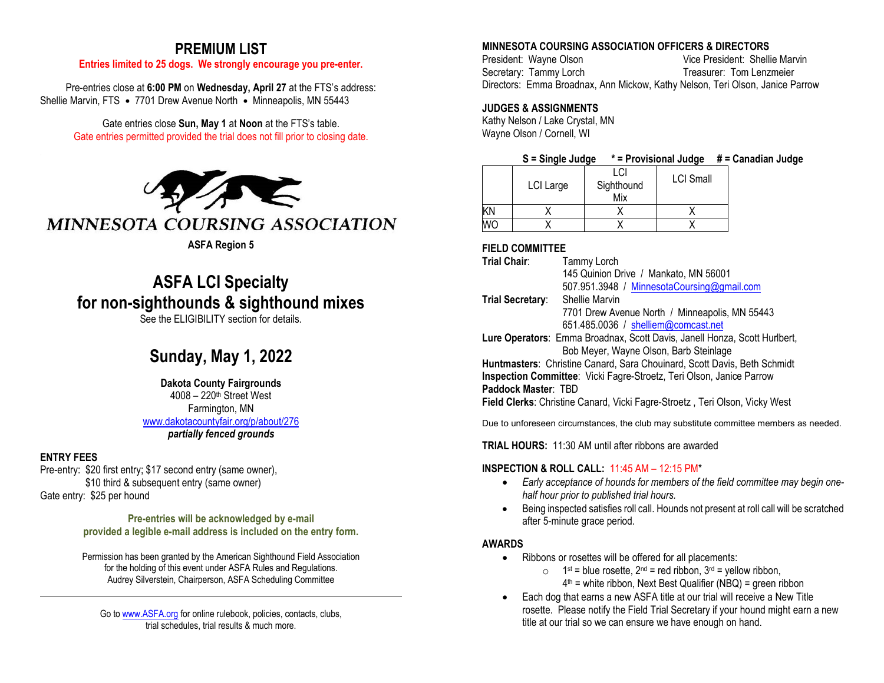# PREMIUM LIST

**Entries limited to 25 dogs. We strongly encourage you pre-enter.**

Pre-entries close at **6:00 PM** on **Wednesday, April 27** at the FTS's address:
Shellie Marvin, FTS • 7701 Drew Avenue North • Minneapolis, MN 55443

Gate entries close **Sun, May 1** at **Noon** at the FTS's table.
Gate entries permitted provided the trial does not fill prior to closing date.

MINNESOTA COURSING ASSOCIATION

**ASFA Region 5**

## ASFA LCI Specialty
## for non-sighthounds & sighthound mixes

See the ELIGIBILITY section for details.

## Sunday, May 1, 2022

**Dakota County Fairgrounds**
4008 – 220th Street West
Farmington, MN
www.dakotacountyfair.org/p/about/276
***partially fenced grounds***

### ENTRY FEES

Pre-entry: $20 first entry; $17 second entry (same owner),
$10 third & subsequent entry (same owner)
Gate entry: $25 per hound

**Pre-entries will be acknowledged by e-mail provided a legible e-mail address is included on the entry form.**

Permission has been granted by the American Sighthound Field Association for the holding of this event under ASFA Rules and Regulations.
Audrey Silverstein, Chairperson, ASFA Scheduling Committee

---

Go to www.ASFA.org for online rulebook, policies, contacts, clubs, trial schedules, trial results & much more.

### MINNESOTA COURSING ASSOCIATION OFFICERS & DIRECTORS

President: Wayne Olson
Vice President: Shellie Marvin
Secretary: Tammy Lorch
Treasurer: Tom Lenzmeier
Directors: Emma Broadnax, Ann Mickow, Kathy Nelson, Teri Olson, Janice Parrow

### JUDGES & ASSIGNMENTS

Kathy Nelson / Lake Crystal, MN
Wayne Olson / Cornell, WI

**S = Single Judge \* = Provisional Judge # = Canadian Judge**

| | LCI Large | LCI Sighthound Mix | LCI Small |
|---|---|---|---|
| KN | X | X | X |
| WO | X | X | X |

### FIELD COMMITTEE

**Trial Chair**: Tammy Lorch
145 Quinion Drive / Mankato, MN 56001
507.951.3948 / MinnesotaCoursing@gmail.com

**Trial Secretary**: Shellie Marvin
7701 Drew Avenue North / Minneapolis, MN 55443
651.485.0036 / shelliem@comcast.net

**Lure Operators**: Emma Broadnax, Scott Davis, Janell Honza, Scott Hurlbert, Bob Meyer, Wayne Olson, Barb Steinlage
**Huntmasters**: Christine Canard, Sara Chouinard, Scott Davis, Beth Schmidt
**Inspection Committee**: Vicki Fagre-Stroetz, Teri Olson, Janice Parrow
**Paddock Master**: TBD
**Field Clerks**: Christine Canard, Vicki Fagre-Stroetz , Teri Olson, Vicky West

Due to unforeseen circumstances, the club may substitute committee members as needed.

**TRIAL HOURS:** 11:30 AM until after ribbons are awarded

**INSPECTION & ROLL CALL:** 11:45 AM – 12:15 PM*

- *Early acceptance of hounds for members of the field committee may begin one-half hour prior to published trial hours.*
- Being inspected satisfies roll call. Hounds not present at roll call will be scratched after 5-minute grace period.

### AWARDS

- Ribbons or rosettes will be offered for all placements:
  - 1st = blue rosette, 2nd = red ribbon, 3rd = yellow ribbon, 4th = white ribbon, Next Best Qualifier (NBQ) = green ribbon
- Each dog that earns a new ASFA title at our trial will receive a New Title rosette. Please notify the Field Trial Secretary if your hound might earn a new title at our trial so we can ensure we have enough on hand.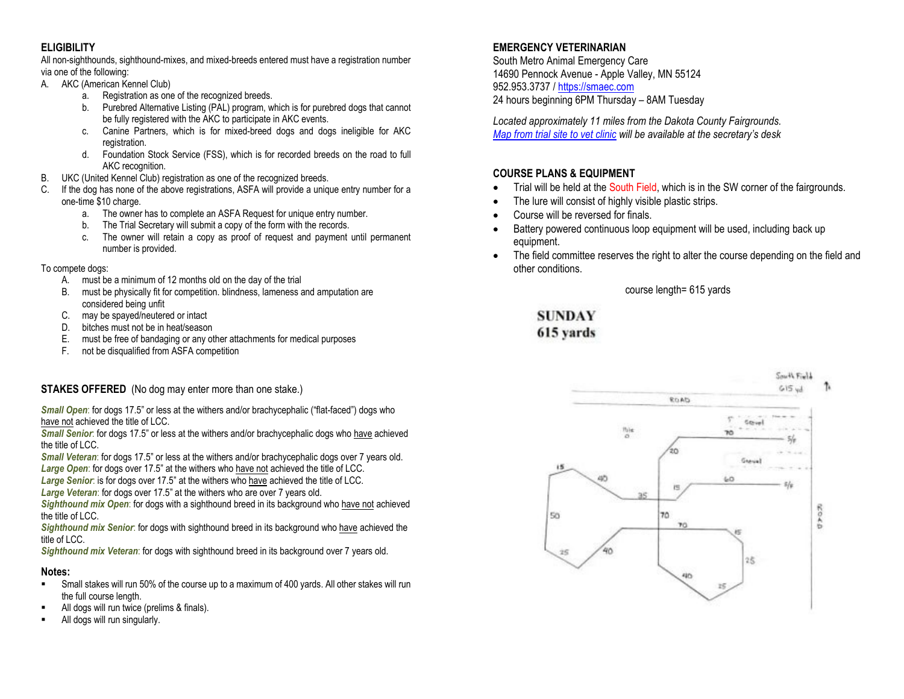## ELIGIBILITY

All non-sighthounds, sighthound-mixes, and mixed-breeds entered must have a registration number via one of the following:

A. AKC (American Kennel Club)
   a. Registration as one of the recognized breeds.
   b. Purebred Alternative Listing (PAL) program, which is for purebred dogs that cannot be fully registered with the AKC to participate in AKC events.
   c. Canine Partners, which is for mixed-breed dogs and dogs ineligible for AKC registration.
   d. Foundation Stock Service (FSS), which is for recorded breeds on the road to full AKC recognition.

B. UKC (United Kennel Club) registration as one of the recognized breeds.

C. If the dog has none of the above registrations, ASFA will provide a unique entry number for a one-time $10 charge.
   a. The owner has to complete an ASFA Request for unique entry number.
   b. The Trial Secretary will submit a copy of the form with the records.
   c. The owner will retain a copy as proof of request and payment until permanent number is provided.

To compete dogs:

A. must be a minimum of 12 months old on the day of the trial
B. must be physically fit for competition. blindness, lameness and amputation are considered being unfit
C. may be spayed/neutered or intact
D. bitches must not be in heat/season
E. must be free of bandaging or any other attachments for medical purposes
F. not be disqualified from ASFA competition

## STAKES OFFERED (No dog may enter more than one stake.)

***Small Open***: for dogs 17.5" or less at the withers and/or brachycephalic ("flat-faced") dogs who have not achieved the title of LCC.
***Small Senior***: for dogs 17.5" or less at the withers and/or brachycephalic dogs who have achieved the title of LCC.
***Small Veteran***: for dogs 17.5" or less at the withers and/or brachycephalic dogs over 7 years old.
***Large Open***: for dogs over 17.5" at the withers who have not achieved the title of LCC.
***Large Senior***: is for dogs over 17.5" at the withers who have achieved the title of LCC.
***Large Veteran***: for dogs over 17.5" at the withers who are over 7 years old.
***Sighthound mix Open***: for dogs with a sighthound breed in its background who have not achieved the title of LCC.
***Sighthound mix Senior***: for dogs with sighthound breed in its background who have achieved the title of LCC.
***Sighthound mix Veteran***: for dogs with sighthound breed in its background over 7 years old.

### Notes:

- Small stakes will run 50% of the course up to a maximum of 400 yards. All other stakes will run the full course length.
- All dogs will run twice (prelims & finals).
- All dogs will run singularly.

## EMERGENCY VETERINARIAN

South Metro Animal Emergency Care
14690 Pennock Avenue - Apple Valley, MN 55124
952.953.3737 / https://smaec.com
24 hours beginning 6PM Thursday – 8AM Tuesday

*Located approximately 11 miles from the Dakota County Fairgrounds.*
*Map from trial site to vet clinic will be available at the secretary's desk*

## COURSE PLANS & EQUIPMENT

- Trial will be held at the South Field, which is in the SW corner of the fairgrounds.
- The lure will consist of highly visible plastic strips.
- Course will be reversed for finals.
- Battery powered continuous loop equipment will be used, including back up equipment.
- The field committee reserves the right to alter the course depending on the field and other conditions.

course length= 615 yards

**SUNDAY**
**615 yards**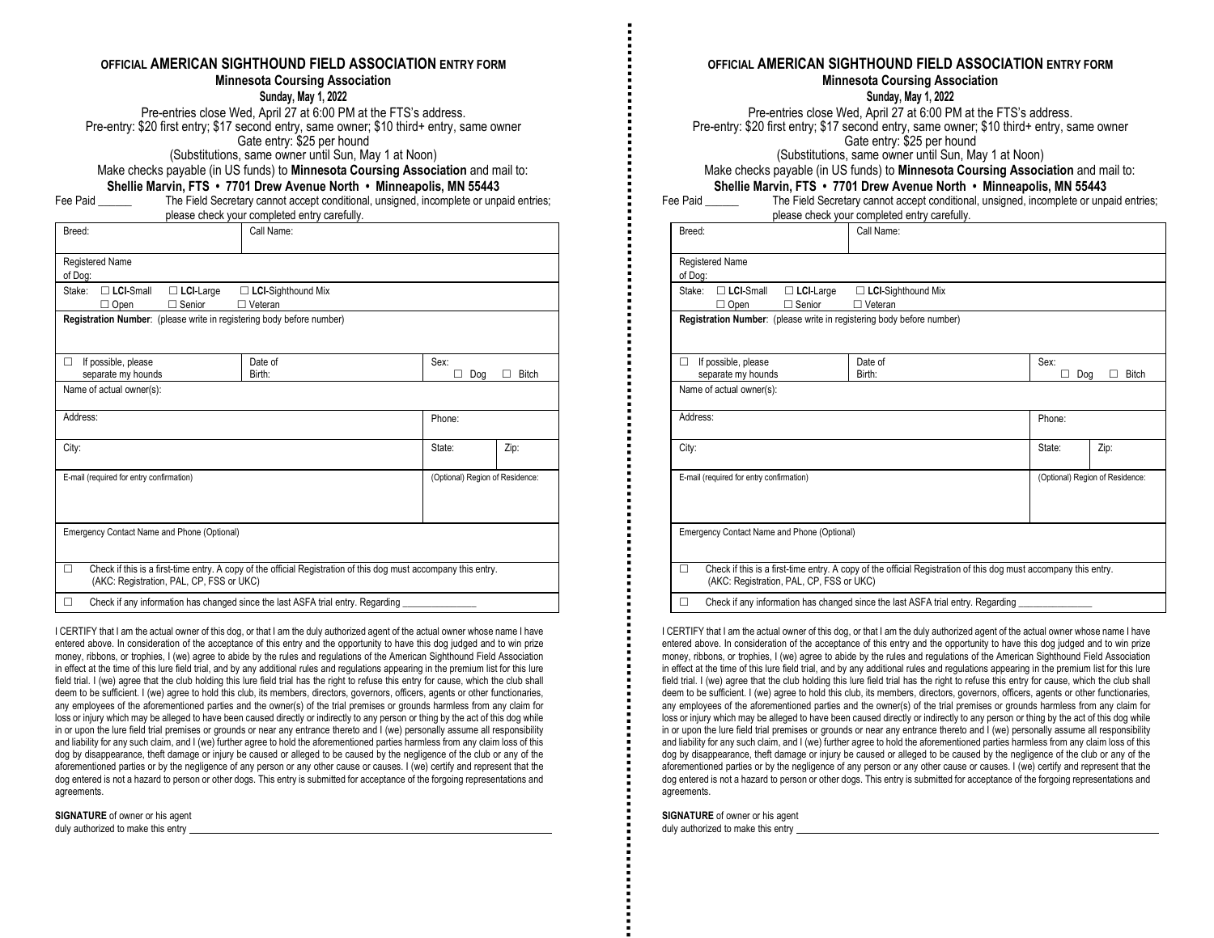**OFFICIAL AMERICAN SIGHTHOUND FIELD ASSOCIATION ENTRY FORM**

**Minnesota Coursing Association**

**Sunday, May 1, 2022**

Pre-entries close Wed, April 27 at 6:00 PM at the FTS's address.
Pre-entry: $20 first entry; $17 second entry, same owner; $10 third+ entry, same owner
Gate entry: $25 per hound
(Substitutions, same owner until Sun, May 1 at Noon)
Make checks payable (in US funds) to **Minnesota Coursing Association** and mail to:
**Shellie Marvin, FTS • 7701 Drew Avenue North • Minneapolis, MN 55443**

Fee Paid ______ The Field Secretary cannot accept conditional, unsigned, incomplete or unpaid entries; please check your completed entry carefully.

| | | | |
|---|---|---|---|
| Breed: | Call Name: | | |
| Registered Name of Dog: | | | |
| Stake: ☐ **LCI**-Small ☐ **LCI**-Large ☐ **LCI**-Sighthound Mix ☐ Open ☐ Senior ☐ Veteran | | | |
| **Registration Number**: (please write in registering body before number) | | | |
| ☐ If possible, please separate my hounds | Date of Birth: | Sex: ☐ Dog ☐ Bitch | |
| Name of actual owner(s): | | | |
| Address: | | Phone: | |
| City: | | State: | Zip: |
| E-mail (required for entry confirmation) | | (Optional) Region of Residence: | |
| Emergency Contact Name and Phone (Optional) | | | |
| ☐ Check if this is a first-time entry. A copy of the official Registration of this dog must accompany this entry. (AKC: Registration, PAL, CP, FSS or UKC) | | | |
| ☐ Check if any information has changed since the last ASFA trial entry. Regarding ______________ | | | |

I CERTIFY that I am the actual owner of this dog, or that I am the duly authorized agent of the actual owner whose name I have entered above. In consideration of the acceptance of this entry and the opportunity to have this dog judged and to win prize money, ribbons, or trophies, I (we) agree to abide by the rules and regulations of the American Sighthound Field Association in effect at the time of this lure field trial, and by any additional rules and regulations appearing in the premium list for this lure field trial. I (we) agree that the club holding this lure field trial has the right to refuse this entry for cause, which the club shall deem to be sufficient. I (we) agree to hold this club, its members, directors, governors, officers, agents or other functionaries, any employees of the aforementioned parties and the owner(s) of the trial premises or grounds harmless from any claim for loss or injury which may be alleged to have been caused directly or indirectly to any person or thing by the act of this dog while in or upon the lure field trial premises or grounds or near any entrance thereto and I (we) personally assume all responsibility and liability for any such claim, and I (we) further agree to hold the aforementioned parties harmless from any claim loss of this dog by disappearance, theft damage or injury be caused or alleged to be caused by the negligence of the club or any of the aforementioned parties or by the negligence of any person or any other cause or causes. I (we) certify and represent that the dog entered is not a hazard to person or other dogs. This entry is submitted for acceptance of the forgoing representations and agreements.

**SIGNATURE** of owner or his agent
duly authorized to make this entry ______________________________

---

**OFFICIAL AMERICAN SIGHTHOUND FIELD ASSOCIATION ENTRY FORM**

**Minnesota Coursing Association**

**Sunday, May 1, 2022**

Pre-entries close Wed, April 27 at 6:00 PM at the FTS's address.
Pre-entry: $20 first entry; $17 second entry, same owner; $10 third+ entry, same owner
Gate entry: $25 per hound
(Substitutions, same owner until Sun, May 1 at Noon)
Make checks payable (in US funds) to **Minnesota Coursing Association** and mail to:
**Shellie Marvin, FTS • 7701 Drew Avenue North • Minneapolis, MN 55443**

Fee Paid ______ The Field Secretary cannot accept conditional, unsigned, incomplete or unpaid entries; please check your completed entry carefully.

| | | | |
|---|---|---|---|
| Breed: | Call Name: | | |
| Registered Name of Dog: | | | |
| Stake: ☐ **LCI**-Small ☐ **LCI**-Large ☐ **LCI**-Sighthound Mix ☐ Open ☐ Senior ☐ Veteran | | | |
| **Registration Number**: (please write in registering body before number) | | | |
| ☐ If possible, please separate my hounds | Date of Birth: | Sex: ☐ Dog ☐ Bitch | |
| Name of actual owner(s): | | | |
| Address: | | Phone: | |
| City: | | State: | Zip: |
| E-mail (required for entry confirmation) | | (Optional) Region of Residence: | |
| Emergency Contact Name and Phone (Optional) | | | |
| ☐ Check if this is a first-time entry. A copy of the official Registration of this dog must accompany this entry. (AKC: Registration, PAL, CP, FSS or UKC) | | | |
| ☐ Check if any information has changed since the last ASFA trial entry. Regarding ______________ | | | |

I CERTIFY that I am the actual owner of this dog, or that I am the duly authorized agent of the actual owner whose name I have entered above. In consideration of the acceptance of this entry and the opportunity to have this dog judged and to win prize money, ribbons, or trophies, I (we) agree to abide by the rules and regulations of the American Sighthound Field Association in effect at the time of this lure field trial, and by any additional rules and regulations appearing in the premium list for this lure field trial. I (we) agree that the club holding this lure field trial has the right to refuse this entry for cause, which the club shall deem to be sufficient. I (we) agree to hold this club, its members, directors, governors, officers, agents or other functionaries, any employees of the aforementioned parties and the owner(s) of the trial premises or grounds harmless from any claim for loss or injury which may be alleged to have been caused directly or indirectly to any person or thing by the act of this dog while in or upon the lure field trial premises or grounds or near any entrance thereto and I (we) personally assume all responsibility and liability for any such claim, and I (we) further agree to hold the aforementioned parties harmless from any claim loss of this dog by disappearance, theft damage or injury be caused or alleged to be caused by the negligence of the club or any of the aforementioned parties or by the negligence of any person or any other cause or causes. I (we) certify and represent that the dog entered is not a hazard to person or other dogs. This entry is submitted for acceptance of the forgoing representations and agreements.

**SIGNATURE** of owner or his agent
duly authorized to make this entry ______________________________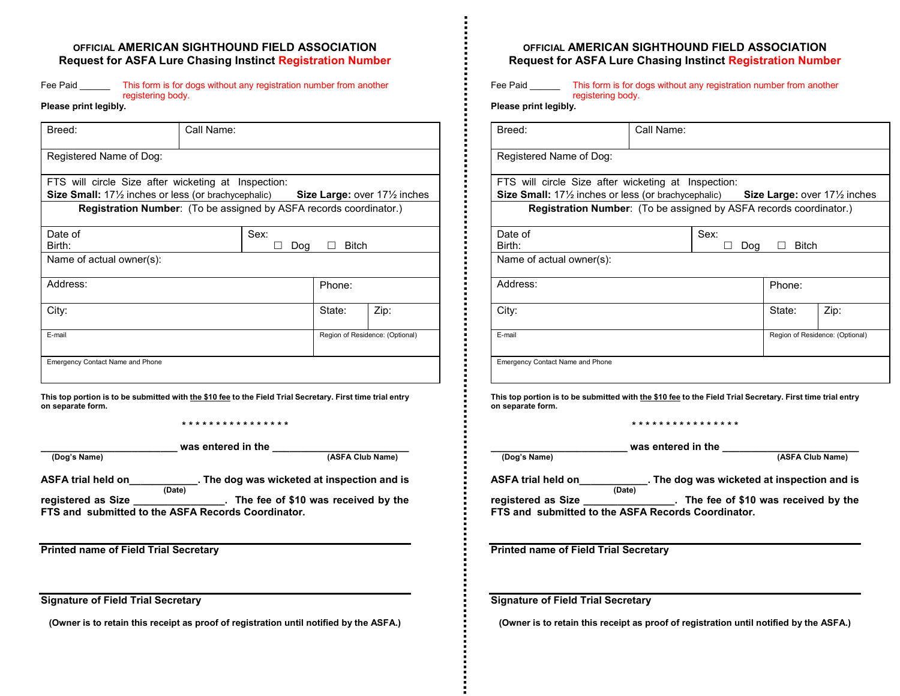**OFFICIAL AMERICAN SIGHTHOUND FIELD ASSOCIATION**
**Request for ASFA Lure Chasing Instinct Registration Number**

Fee Paid ______ This form is for dogs without any registration number from another registering body.

**Please print legibly.**

| Breed: | Call Name: | | |
|---|---|---|---|
| Registered Name of Dog: | | | |
| FTS will circle Size after wicketing at Inspection: **Size Small:** 17½ inches or less (or brachycephalic) **Size Large:** over 17½ inches | | | |
| **Registration Number**: (To be assigned by ASFA records coordinator.) | | | |
| Date of Birth: | Sex: ☐ Dog ☐ Bitch | | |
| Name of actual owner(s): | | | |
| Address: | | Phone: | |
| City: | | State: | Zip: |
| E-mail | | Region of Residence: (Optional) | |
| Emergency Contact Name and Phone | | | |

**This top portion is to be submitted with the $10 fee to the Field Trial Secretary. First time trial entry on separate form.**

\* \* \* \* \* \* \* \* \* \* \* \* \* \* \* \*

**________________________ was entered in the ________________________**
**(Dog's Name) (ASFA Club Name)**

**ASFA trial held on____________. The dog was wicketed at inspection and is**
**(Date)**
**registered as Size ________________. The fee of $10 was received by the FTS and submitted to the ASFA Records Coordinator.**

**Printed name of Field Trial Secretary**

**Signature of Field Trial Secretary**

**(Owner is to retain this receipt as proof of registration until notified by the ASFA.)**

---

**OFFICIAL AMERICAN SIGHTHOUND FIELD ASSOCIATION**
**Request for ASFA Lure Chasing Instinct Registration Number**

Fee Paid ______ This form is for dogs without any registration number from another registering body.

**Please print legibly.**

| Breed: | Call Name: | | |
|---|---|---|---|
| Registered Name of Dog: | | | |
| FTS will circle Size after wicketing at Inspection: **Size Small:** 17½ inches or less (or brachycephalic) **Size Large:** over 17½ inches | | | |
| **Registration Number**: (To be assigned by ASFA records coordinator.) | | | |
| Date of Birth: | Sex: ☐ Dog ☐ Bitch | | |
| Name of actual owner(s): | | | |
| Address: | | Phone: | |
| City: | | State: | Zip: |
| E-mail | | Region of Residence: (Optional) | |
| Emergency Contact Name and Phone | | | |

**This top portion is to be submitted with the $10 fee to the Field Trial Secretary. First time trial entry on separate form.**

\* \* \* \* \* \* \* \* \* \* \* \* \* \* \* \*

**________________________ was entered in the ________________________**
**(Dog's Name) (ASFA Club Name)**

**ASFA trial held on____________. The dog was wicketed at inspection and is**
**(Date)**
**registered as Size ________________. The fee of $10 was received by the FTS and submitted to the ASFA Records Coordinator.**

**Printed name of Field Trial Secretary**

**Signature of Field Trial Secretary**

**(Owner is to retain this receipt as proof of registration until notified by the ASFA.)**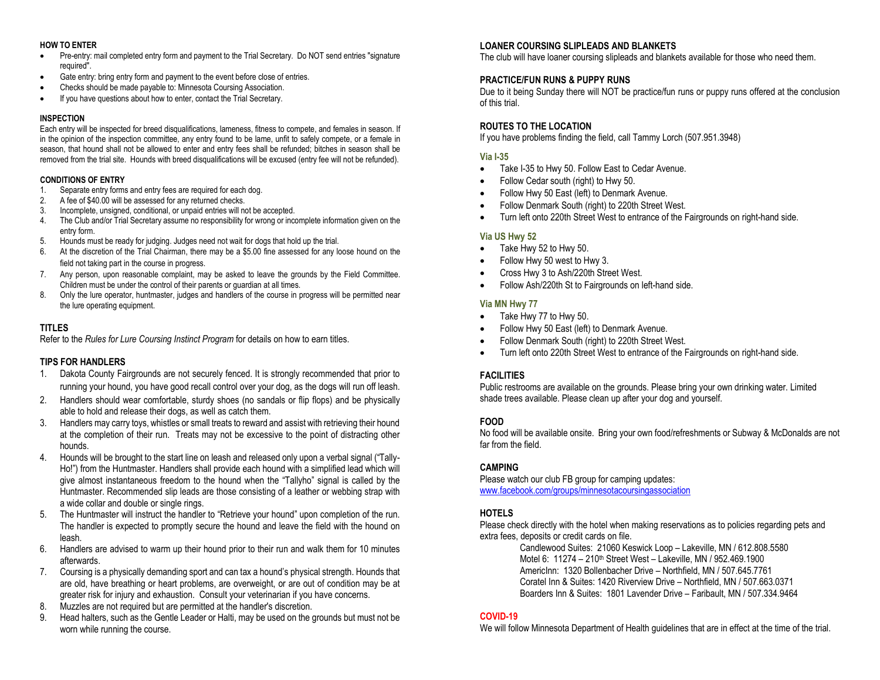### HOW TO ENTER

- Pre-entry: mail completed entry form and payment to the Trial Secretary. Do NOT send entries "signature required".
- Gate entry: bring entry form and payment to the event before close of entries.
- Checks should be made payable to: Minnesota Coursing Association.
- If you have questions about how to enter, contact the Trial Secretary.

### INSPECTION

Each entry will be inspected for breed disqualifications, lameness, fitness to compete, and females in season. If in the opinion of the inspection committee, any entry found to be lame, unfit to safely compete, or a female in season, that hound shall not be allowed to enter and entry fees shall be refunded; bitches in season shall be removed from the trial site. Hounds with breed disqualifications will be excused (entry fee will not be refunded).

### CONDITIONS OF ENTRY

1. Separate entry forms and entry fees are required for each dog.
2. A fee of $40.00 will be assessed for any returned checks.
3. Incomplete, unsigned, conditional, or unpaid entries will not be accepted.
4. The Club and/or Trial Secretary assume no responsibility for wrong or incomplete information given on the entry form.
5. Hounds must be ready for judging. Judges need not wait for dogs that hold up the trial.
6. At the discretion of the Trial Chairman, there may be a $5.00 fine assessed for any loose hound on the field not taking part in the course in progress.
7. Any person, upon reasonable complaint, may be asked to leave the grounds by the Field Committee. Children must be under the control of their parents or guardian at all times.
8. Only the lure operator, huntmaster, judges and handlers of the course in progress will be permitted near the lure operating equipment.

### TITLES

Refer to the *Rules for Lure Coursing Instinct Program* for details on how to earn titles.

### TIPS FOR HANDLERS

1. Dakota County Fairgrounds are not securely fenced. It is strongly recommended that prior to running your hound, you have good recall control over your dog, as the dogs will run off leash.
2. Handlers should wear comfortable, sturdy shoes (no sandals or flip flops) and be physically able to hold and release their dogs, as well as catch them.
3. Handlers may carry toys, whistles or small treats to reward and assist with retrieving their hound at the completion of their run. Treats may not be excessive to the point of distracting other hounds.
4. Hounds will be brought to the start line on leash and released only upon a verbal signal ("Tally-Ho!") from the Huntmaster. Handlers shall provide each hound with a simplified lead which will give almost instantaneous freedom to the hound when the "Tallyho" signal is called by the Huntmaster. Recommended slip leads are those consisting of a leather or webbing strap with a wide collar and double or single rings.
5. The Huntmaster will instruct the handler to "Retrieve your hound" upon completion of the run. The handler is expected to promptly secure the hound and leave the field with the hound on leash.
6. Handlers are advised to warm up their hound prior to their run and walk them for 10 minutes afterwards.
7. Coursing is a physically demanding sport and can tax a hound's physical strength. Hounds that are old, have breathing or heart problems, are overweight, or are out of condition may be at greater risk for injury and exhaustion. Consult your veterinarian if you have concerns.
8. Muzzles are not required but are permitted at the handler's discretion.
9. Head halters, such as the Gentle Leader or Halti, may be used on the grounds but must not be worn while running the course.

### LOANER COURSING SLIPLEADS AND BLANKETS

The club will have loaner coursing slipleads and blankets available for those who need them.

### PRACTICE/FUN RUNS & PUPPY RUNS

Due to it being Sunday there will NOT be practice/fun runs or puppy runs offered at the conclusion of this trial.

### ROUTES TO THE LOCATION

If you have problems finding the field, call Tammy Lorch (507.951.3948)

#### Via I-35

- Take I-35 to Hwy 50. Follow East to Cedar Avenue.
- Follow Cedar south (right) to Hwy 50.
- Follow Hwy 50 East (left) to Denmark Avenue.
- Follow Denmark South (right) to 220th Street West.
- Turn left onto 220th Street West to entrance of the Fairgrounds on right-hand side.

#### Via US Hwy 52

- Take Hwy 52 to Hwy 50.
- Follow Hwy 50 west to Hwy 3.
- Cross Hwy 3 to Ash/220th Street West.
- Follow Ash/220th St to Fairgrounds on left-hand side.

#### Via MN Hwy 77

- Take Hwy 77 to Hwy 50.
- Follow Hwy 50 East (left) to Denmark Avenue.
- Follow Denmark South (right) to 220th Street West.
- Turn left onto 220th Street West to entrance of the Fairgrounds on right-hand side.

### FACILITIES

Public restrooms are available on the grounds. Please bring your own drinking water. Limited shade trees available. Please clean up after your dog and yourself.

### FOOD

No food will be available onsite. Bring your own food/refreshments or Subway & McDonalds are not far from the field.

### CAMPING

Please watch our club FB group for camping updates:
www.facebook.com/groups/minnesotacoursingassociation

### HOTELS

Please check directly with the hotel when making reservations as to policies regarding pets and extra fees, deposits or credit cards on file.

Candlewood Suites: 21060 Keswick Loop – Lakeville, MN / 612.808.5580
Motel 6: 11274 – 210th Street West – Lakeville, MN / 952.469.1900
AmericInn: 1320 Bollenbacher Drive – Northfield, MN / 507.645.7761
Coratel Inn & Suites: 1420 Riverview Drive – Northfield, MN / 507.663.0371
Boarders Inn & Suites: 1801 Lavender Drive – Faribault, MN / 507.334.9464

### COVID-19

We will follow Minnesota Department of Health guidelines that are in effect at the time of the trial.